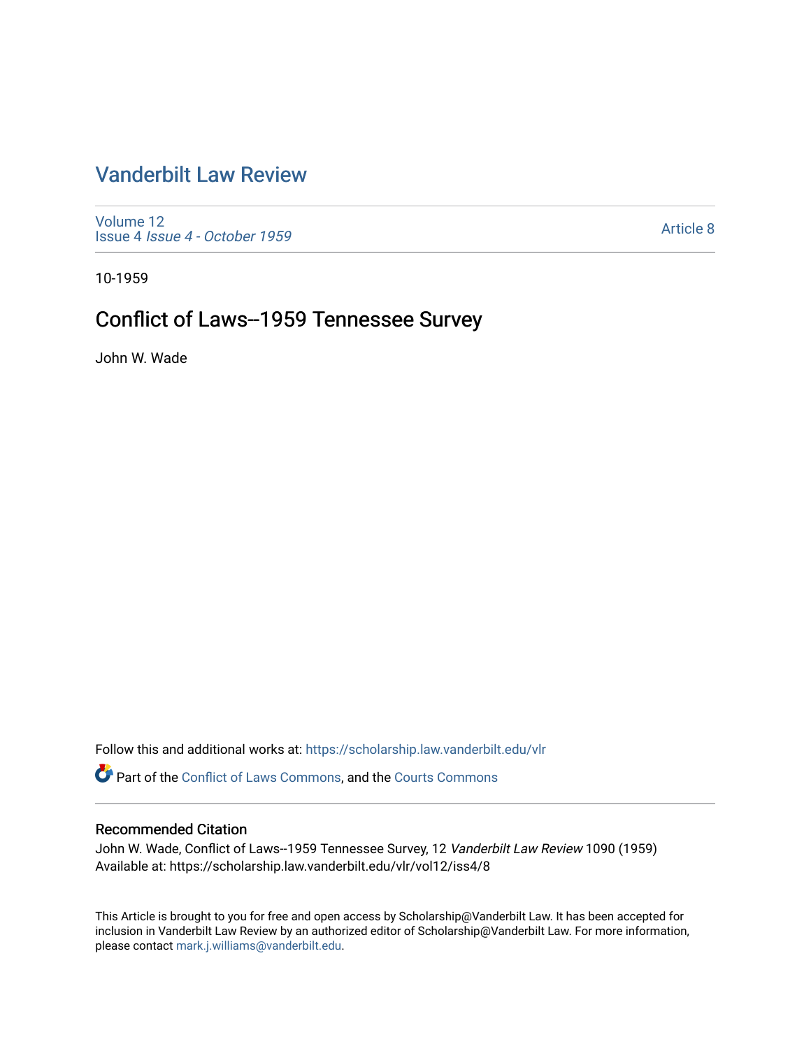# Vanderbilt Law Review

Volume 12
Issue 4 *Issue 4 - October 1959*

Article 8

10-1959

## Conflict of Laws--1959 Tennessee Survey

John W. Wade

Follow this and additional works at: https://scholarship.law.vanderbilt.edu/vlr

Part of the Conflict of Laws Commons, and the Courts Commons

### Recommended Citation

John W. Wade, Conflict of Laws--1959 Tennessee Survey, 12 *Vanderbilt Law Review* 1090 (1959)
Available at: https://scholarship.law.vanderbilt.edu/vlr/vol12/iss4/8

This Article is brought to you for free and open access by Scholarship@Vanderbilt Law. It has been accepted for inclusion in Vanderbilt Law Review by an authorized editor of Scholarship@Vanderbilt Law. For more information, please contact mark.j.williams@vanderbilt.edu.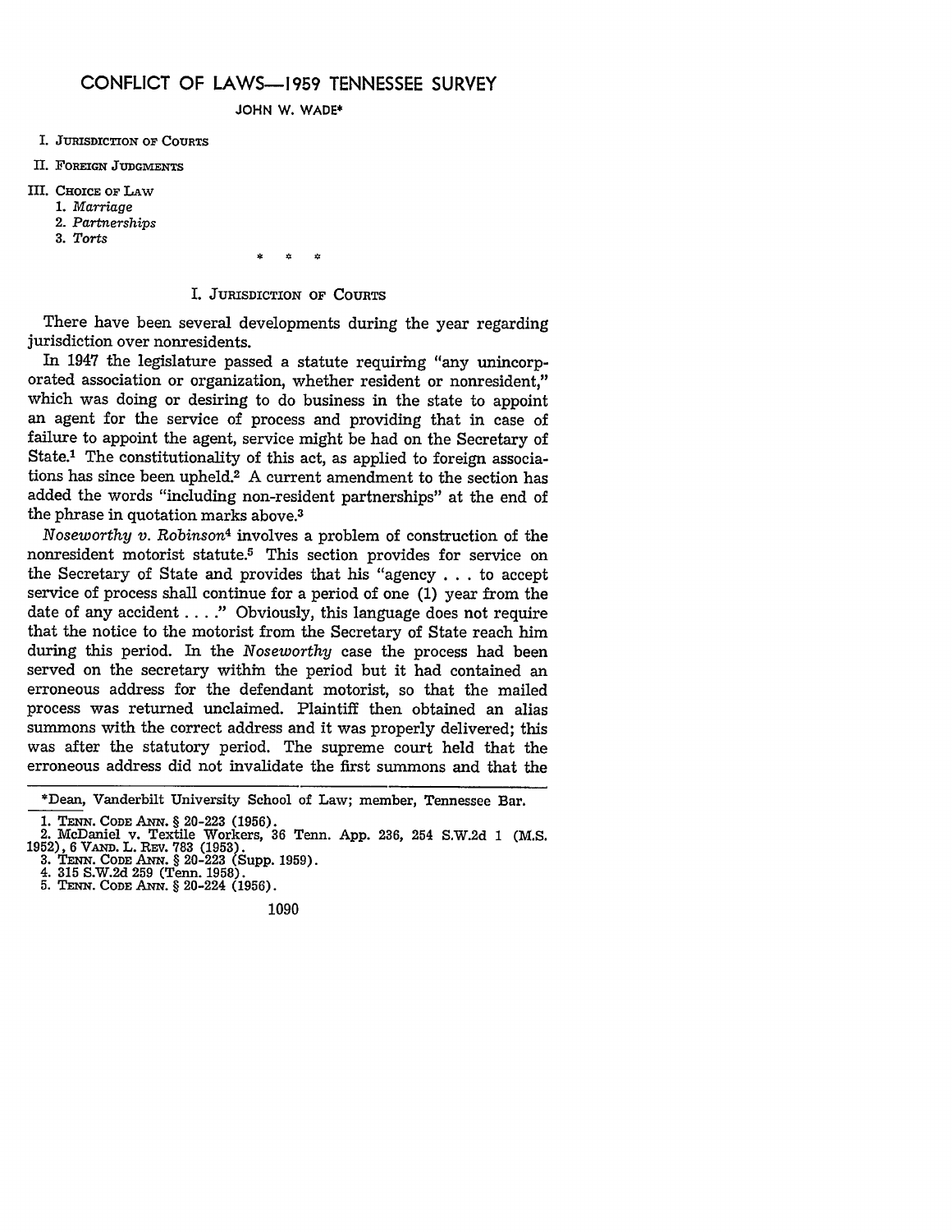# CONFLICT OF LAWS—1959 TENNESSEE SURVEY

JOHN W. WADE*

I. JURISDICTION OF COURTS

II. FOREIGN JUDGMENTS

III. CHOICE OF LAW
  1. *Marriage*
  2. *Partnerships*
  3. *Torts*

\* \* \*

## I. JURISDICTION OF COURTS

There have been several developments during the year regarding jurisdiction over nonresidents.

In 1947 the legislature passed a statute requiring "any unincorporated association or organization, whether resident or nonresident," which was doing or desiring to do business in the state to appoint an agent for the service of process and providing that in case of failure to appoint the agent, service might be had on the Secretary of State.[1] The constitutionality of this act, as applied to foreign associations has since been upheld.[2] A current amendment to the section has added the words "including non-resident partnerships" at the end of the phrase in quotation marks above.[3]

*Noseworthy v. Robinson*[4] involves a problem of construction of the nonresident motorist statute.[5] This section provides for service on the Secretary of State and provides that his "agency . . . to accept service of process shall continue for a period of one (1) year from the date of any accident . . . ." Obviously, this language does not require that the notice to the motorist from the Secretary of State reach him during this period. In the *Noseworthy* case the process had been served on the secretary within the period but it had contained an erroneous address for the defendant motorist, so that the mailed process was returned unclaimed. Plaintiff then obtained an alias summons with the correct address and it was properly delivered; this was after the statutory period. The supreme court held that the erroneous address did not invalidate the first summons and that the

---

*Dean, Vanderbilt University School of Law; member, Tennessee Bar.

1. TENN. CODE ANN. § 20-223 (1956).
2. McDaniel v. Textile Workers, 36 Tenn. App. 236, 254 S.W.2d 1 (M.S. 1952), 6 VAND. L. REV. 783 (1953).
3. TENN. CODE ANN. § 20-223 (Supp. 1959).
4. 315 S.W.2d 259 (Tenn. 1958).
5. TENN. CODE ANN. § 20-224 (1956).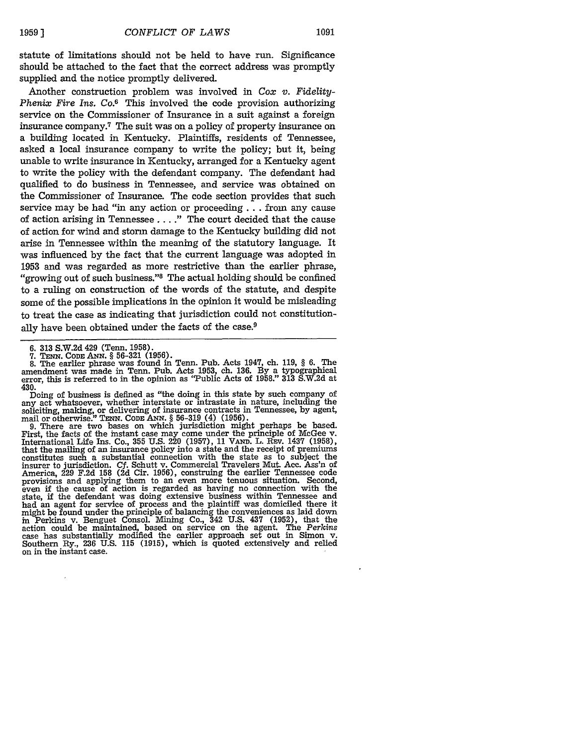statute of limitations should not be held to have run. Significance should be attached to the fact that the correct address was promptly supplied and the notice promptly delivered.

Another construction problem was involved in *Cox v. Fidelity-Phenix Fire Ins. Co.*[6] This involved the code provision authorizing service on the Commissioner of Insurance in a suit against a foreign insurance company.[7] The suit was on a policy of property insurance on a building located in Kentucky. Plaintiffs, residents of Tennessee, asked a local insurance company to write the policy; but it, being unable to write insurance in Kentucky, arranged for a Kentucky agent to write the policy with the defendant company. The defendant had qualified to do business in Tennessee, and service was obtained on the Commissioner of Insurance. The code section provides that such service may be had "in any action or proceeding . . . from any cause of action arising in Tennessee . . . ." The court decided that the cause of action for wind and storm damage to the Kentucky building did not arise in Tennessee within the meaning of the statutory language. It was influenced by the fact that the current language was adopted in 1953 and was regarded as more restrictive than the earlier phrase, "growing out of such business."[8] The actual holding should be confined to a ruling on construction of the words of the statute, and despite some of the possible implications in the opinion it would be misleading to treat the case as indicating that jurisdiction could not constitutionally have been obtained under the facts of the case.[9]

---

6. 313 S.W.2d 429 (Tenn. 1958).

7. TENN. CODE ANN. § 56-321 (1956).

8. The earlier phrase was found in Tenn. Pub. Acts 1947, ch. 119, § 6. The amendment was made in Tenn. Pub. Acts 1953, ch. 136. By a typographical error, this is referred to in the opinion as "Public Acts of 1958." 313 S.W.2d at 430.

Doing of business is defined as "the doing in this state by such company of any act whatsoever, whether interstate or intrastate in nature, including the soliciting, making, or delivering of insurance contracts in Tennessee, by agent, mail or otherwise." TENN. CODE ANN. § 56-319 (4) (1956).

9. There are two bases on which jurisdiction might perhaps be based. First, the facts of the instant case may come under the principle of McGee v. International Life Ins. Co., 355 U.S. 220 (1957), 11 VAND. L. REV. 1437 (1958), that the mailing of an insurance policy into a state and the receipt of premiums constitutes such a substantial connection with the state as to subject the insurer to jurisdiction. *Cf.* Schutt v. Commercial Travelers Mut. Acc. Ass'n of America, 229 F.2d 158 (2d Cir. 1956), construing the earlier Tennessee code provisions and applying them to an even more tenuous situation. Second, even if the cause of action is regarded as having no connection with the state, if the defendant was doing extensive business within Tennessee and had an agent for service of process and the plaintiff was domiciled there it might be found under the principle of balancing the conveniences as laid down in Perkins v. Benguet Consol. Mining Co., 342 U.S. 437 (1952), that the action could be maintained, based on service on the agent. The *Perkins* case has substantially modified the earlier approach set out in Simon v. Southern Ry., 236 U.S. 115 (1915), which is quoted extensively and relied on in the instant case.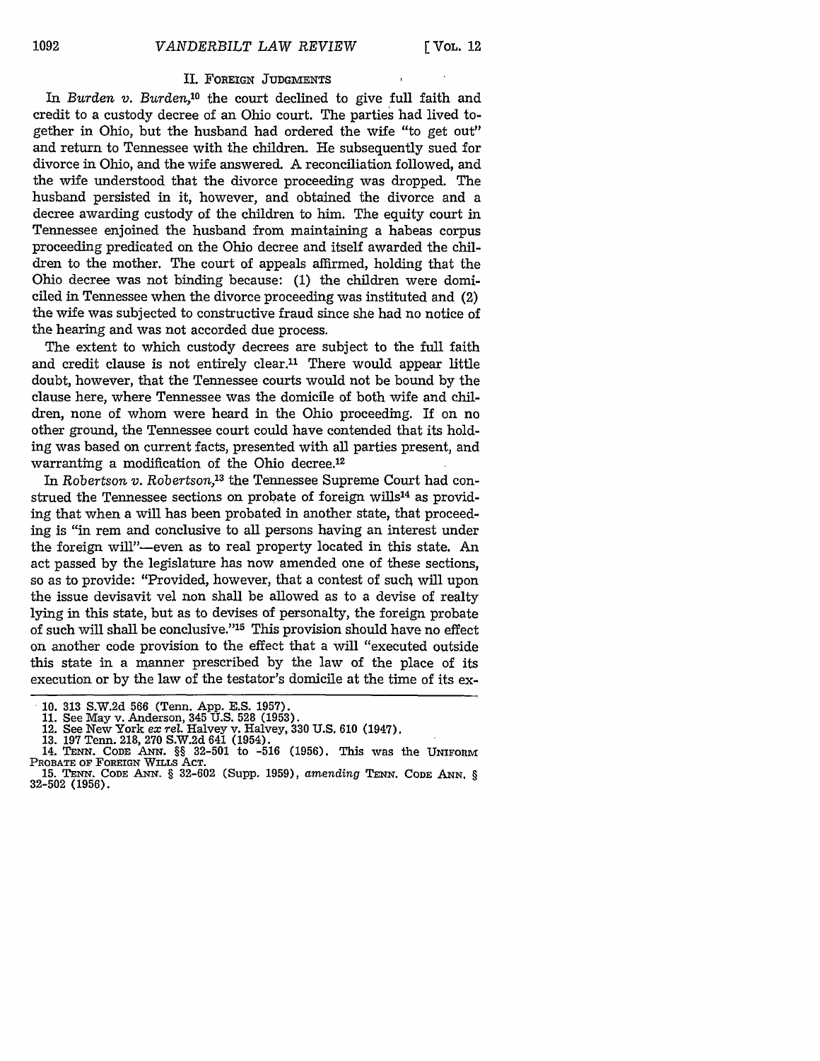## II. FOREIGN JUDGMENTS

In *Burden v. Burden*,[10] the court declined to give full faith and credit to a custody decree of an Ohio court. The parties had lived together in Ohio, but the husband had ordered the wife "to get out" and return to Tennessee with the children. He subsequently sued for divorce in Ohio, and the wife answered. A reconciliation followed, and the wife understood that the divorce proceeding was dropped. The husband persisted in it, however, and obtained the divorce and a decree awarding custody of the children to him. The equity court in Tennessee enjoined the husband from maintaining a habeas corpus proceeding predicated on the Ohio decree and itself awarded the children to the mother. The court of appeals affirmed, holding that the Ohio decree was not binding because: (1) the children were domiciled in Tennessee when the divorce proceeding was instituted and (2) the wife was subjected to constructive fraud since she had no notice of the hearing and was not accorded due process.

The extent to which custody decrees are subject to the full faith and credit clause is not entirely clear.[11] There would appear little doubt, however, that the Tennessee courts would not be bound by the clause here, where Tennessee was the domicile of both wife and children, none of whom were heard in the Ohio proceeding. If on no other ground, the Tennessee court could have contended that its holding was based on current facts, presented with all parties present, and warranting a modification of the Ohio decree.[12]

In *Robertson v. Robertson*,[13] the Tennessee Supreme Court had construed the Tennessee sections on probate of foreign wills[14] as providing that when a will has been probated in another state, that proceeding is "in rem and conclusive to all persons having an interest under the foreign will"—even as to real property located in this state. An act passed by the legislature has now amended one of these sections, so as to provide: "Provided, however, that a contest of such will upon the issue devisavit vel non shall be allowed as to a devise of realty lying in this state, but as to devises of personalty, the foreign probate of such will shall be conclusive."[15] This provision should have no effect on another code provision to the effect that a will "executed outside this state in a manner prescribed by the law of the place of its execution or by the law of the testator's domicile at the time of its ex-

---

10. 313 S.W.2d 566 (Tenn. App. E.S. 1957).
11. See May v. Anderson, 345 U.S. 528 (1953).
12. See New York *ex rel.* Halvey v. Halvey, 330 U.S. 610 (1947).
13. 197 Tenn. 218, 270 S.W.2d 641 (1954).
14. TENN. CODE ANN. §§ 32-501 to -516 (1956). This was the UNIFORM PROBATE OF FOREIGN WILLS ACT.
15. TENN. CODE ANN. § 32-602 (Supp. 1959), *amending* TENN. CODE ANN. § 32-502 (1956).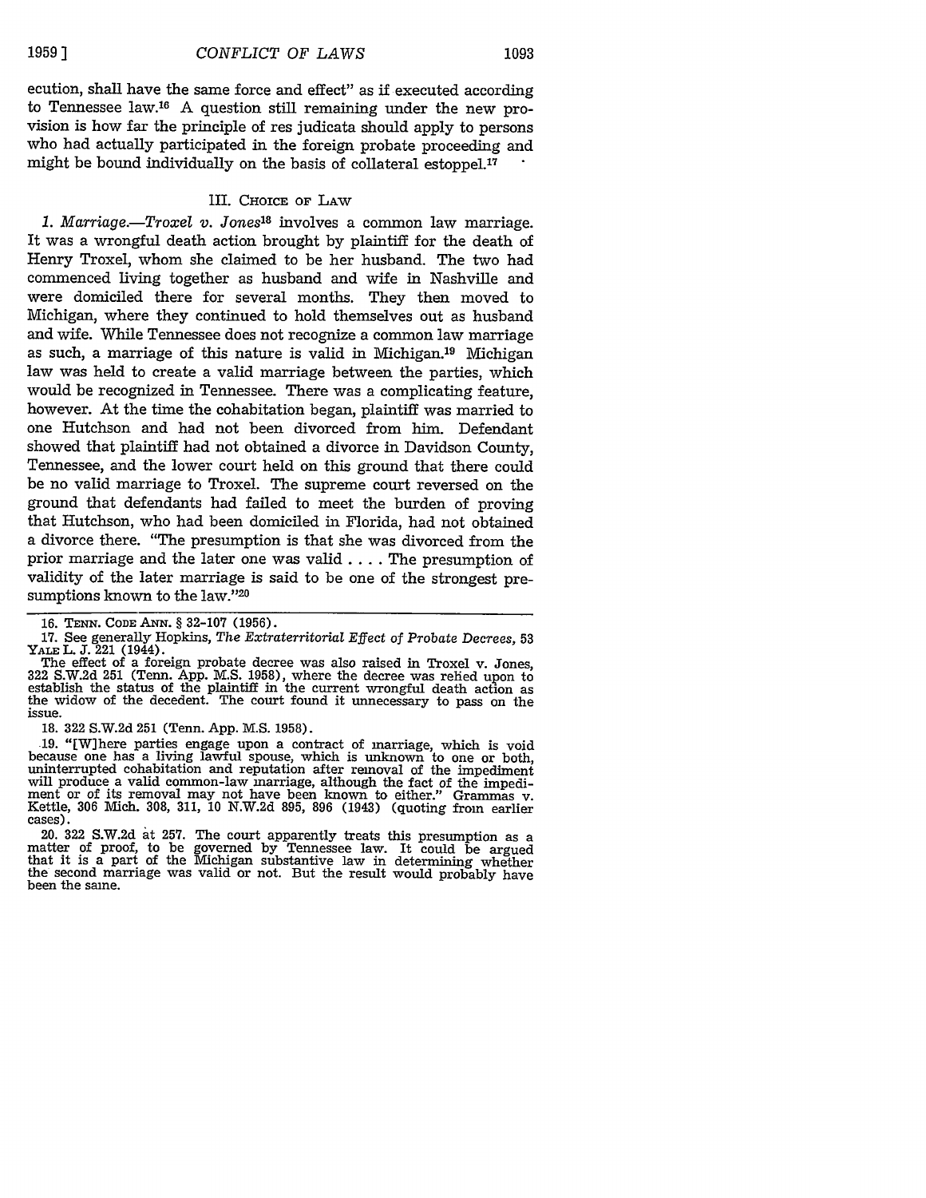ecution, shall have the same force and effect" as if executed according to Tennessee law.[16] A question still remaining under the new provision is how far the principle of res judicata should apply to persons who had actually participated in the foreign probate proceeding and might be bound individually on the basis of collateral estoppel.[17]

## III. CHOICE OF LAW

*1. Marriage.—Troxel v. Jones*[18] involves a common law marriage. It was a wrongful death action brought by plaintiff for the death of Henry Troxel, whom she claimed to be her husband. The two had commenced living together as husband and wife in Nashville and were domiciled there for several months. They then moved to Michigan, where they continued to hold themselves out as husband and wife. While Tennessee does not recognize a common law marriage as such, a marriage of this nature is valid in Michigan.[19] Michigan law was held to create a valid marriage between the parties, which would be recognized in Tennessee. There was a complicating feature, however. At the time the cohabitation began, plaintiff was married to one Hutchson and had not been divorced from him. Defendant showed that plaintiff had not obtained a divorce in Davidson County, Tennessee, and the lower court held on this ground that there could be no valid marriage to Troxel. The supreme court reversed on the ground that defendants had failed to meet the burden of proving that Hutchson, who had been domiciled in Florida, had not obtained a divorce there. "The presumption is that she was divorced from the prior marriage and the later one was valid . . . . The presumption of validity of the later marriage is said to be one of the strongest presumptions known to the law."[20]

---

16. TENN. CODE ANN. § 32-107 (1956).

17. See generally Hopkins, *The Extraterritorial Effect of Probate Decrees*, 53 YALE L. J. 221 (1944).

The effect of a foreign probate decree was also raised in Troxel v. Jones, 322 S.W.2d 251 (Tenn. App. M.S. 1958), where the decree was relied upon to establish the status of the plaintiff in the current wrongful death action as the widow of the decedent. The court found it unnecessary to pass on the issue.

18. 322 S.W.2d 251 (Tenn. App. M.S. 1958).

19. "[W]here parties engage upon a contract of marriage, which is void because one has a living lawful spouse, which is unknown to one or both, uninterrupted cohabitation and reputation after removal of the impediment will produce a valid common-law marriage, although the fact of the impediment or of its removal may not have been known to either." Grammas v. Kettle, 306 Mich. 308, 311, 10 N.W.2d 895, 896 (1943) (quoting from earlier cases).

20. 322 S.W.2d at 257. The court apparently treats this presumption as a matter of proof, to be governed by Tennessee law. It could be argued that it is a part of the Michigan substantive law in determining whether the second marriage was valid or not. But the result would probably have been the same.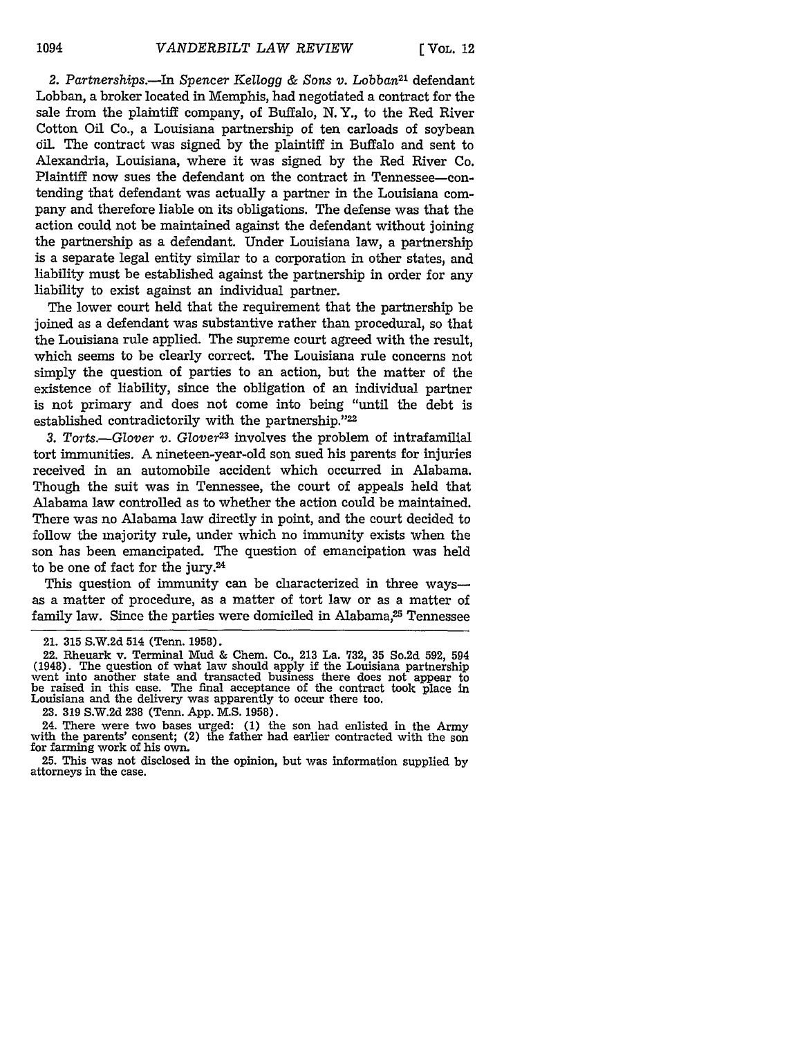*2. Partnerships.*—In *Spencer Kellogg & Sons v. Lobban*[21] defendant Lobban, a broker located in Memphis, had negotiated a contract for the sale from the plaintiff company, of Buffalo, N. Y., to the Red River Cotton Oil Co., a Louisiana partnership of ten carloads of soybean oil. The contract was signed by the plaintiff in Buffalo and sent to Alexandria, Louisiana, where it was signed by the Red River Co. Plaintiff now sues the defendant on the contract in Tennessee—contending that defendant was actually a partner in the Louisiana company and therefore liable on its obligations. The defense was that the action could not be maintained against the defendant without joining the partnership as a defendant. Under Louisiana law, a partnership is a separate legal entity similar to a corporation in other states, and liability must be established against the partnership in order for any liability to exist against an individual partner.

The lower court held that the requirement that the partnership be joined as a defendant was substantive rather than procedural, so that the Louisiana rule applied. The supreme court agreed with the result, which seems to be clearly correct. The Louisiana rule concerns not simply the question of parties to an action, but the matter of the existence of liability, since the obligation of an individual partner is not primary and does not come into being "until the debt is established contradictorily with the partnership."[22]

*3. Torts.*—*Glover v. Glover*[23] involves the problem of intrafamilial tort immunities. A nineteen-year-old son sued his parents for injuries received in an automobile accident which occurred in Alabama. Though the suit was in Tennessee, the court of appeals held that Alabama law controlled as to whether the action could be maintained. There was no Alabama law directly in point, and the court decided to follow the majority rule, under which no immunity exists when the son has been emancipated. The question of emancipation was held to be one of fact for the jury.[24]

This question of immunity can be characterized in three ways—as a matter of procedure, as a matter of tort law or as a matter of family law. Since the parties were domiciled in Alabama,[25] Tennessee

---

21. 315 S.W.2d 514 (Tenn. 1958).

22. Rheuark v. Terminal Mud & Chem. Co., 213 La. 732, 35 So.2d 592, 594 (1948). The question of what law should apply if the Louisiana partnership went into another state and transacted business there does not appear to be raised in this case. The final acceptance of the contract took place in Louisiana and the delivery was apparently to occur there too.

23. 319 S.W.2d 238 (Tenn. App. M.S. 1958).

24. There were two bases urged: (1) the son had enlisted in the Army with the parents' consent; (2) the father had earlier contracted with the son for farming work of his own.

25. This was not disclosed in the opinion, but was information supplied by attorneys in the case.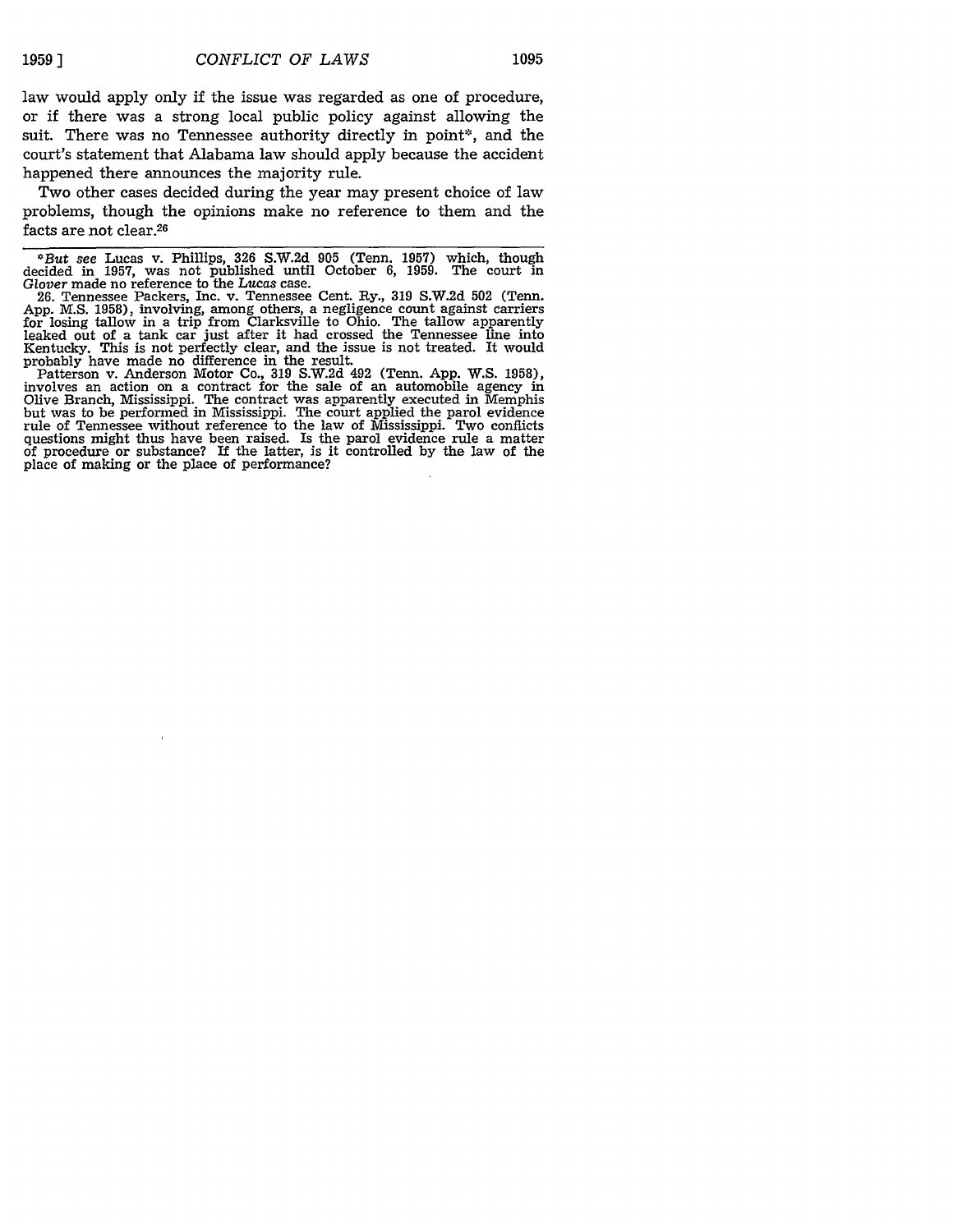law would apply only if the issue was regarded as one of procedure, or if there was a strong local public policy against allowing the suit. There was no Tennessee authority directly in point*, and the court's statement that Alabama law should apply because the accident happened there announces the majority rule.

Two other cases decided during the year may present choice of law problems, though the opinions make no reference to them and the facts are not clear.[26]

---

\**But see* Lucas v. Phillips, 326 S.W.2d 905 (Tenn. 1957) which, though decided in 1957, was not published until October 6, 1959. The court in *Glover* made no reference to the *Lucas* case.

26. Tennessee Packers, Inc. v. Tennessee Cent. Ry., 319 S.W.2d 502 (Tenn. App. M.S. 1958), involving, among others, a negligence count against carriers for losing tallow in a trip from Clarksville to Ohio. The tallow apparently leaked out of a tank car just after it had crossed the Tennessee line into Kentucky. This is not perfectly clear, and the issue is not treated. It would probably have made no difference in the result.

Patterson v. Anderson Motor Co., 319 S.W.2d 492 (Tenn. App. W.S. 1958), involves an action on a contract for the sale of an automobile agency in Olive Branch, Mississippi. The contract was apparently executed in Memphis but was to be performed in Mississippi. The court applied the parol evidence rule of Tennessee without reference to the law of Mississippi. Two conflicts questions might thus have been raised. Is the parol evidence rule a matter of procedure or substance? If the latter, is it controlled by the law of the place of making or the place of performance?